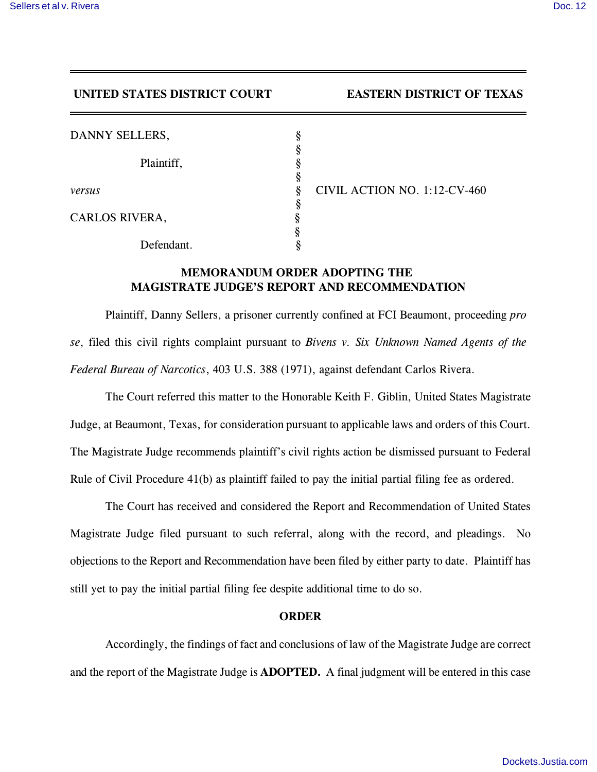**UNITED STATES DISTRICT COURT EASTERN DISTRICT OF TEXAS**

| | | |
|---|---|---|
| DANNY SELLERS, | § | |
| | § | |
| Plaintiff, | § | |
| | § | |
| *versus* | § | CIVIL ACTION NO. 1:12-CV-460 |
| | § | |
| CARLOS RIVERA, | § | |
| | § | |
| Defendant. | § | |

## MEMORANDUM ORDER ADOPTING THE MAGISTRATE JUDGE'S REPORT AND RECOMMENDATION

Plaintiff, Danny Sellers, a prisoner currently confined at FCI Beaumont, proceeding *pro se*, filed this civil rights complaint pursuant to *Bivens v. Six Unknown Named Agents of the Federal Bureau of Narcotics*, 403 U.S. 388 (1971), against defendant Carlos Rivera.

The Court referred this matter to the Honorable Keith F. Giblin, United States Magistrate Judge, at Beaumont, Texas, for consideration pursuant to applicable laws and orders of this Court. The Magistrate Judge recommends plaintiff's civil rights action be dismissed pursuant to Federal Rule of Civil Procedure 41(b) as plaintiff failed to pay the initial partial filing fee as ordered.

The Court has received and considered the Report and Recommendation of United States Magistrate Judge filed pursuant to such referral, along with the record, and pleadings. No objections to the Report and Recommendation have been filed by either party to date. Plaintiff has still yet to pay the initial partial filing fee despite additional time to do so.

## ORDER

Accordingly, the findings of fact and conclusions of law of the Magistrate Judge are correct and the report of the Magistrate Judge is **ADOPTED.** A final judgment will be entered in this case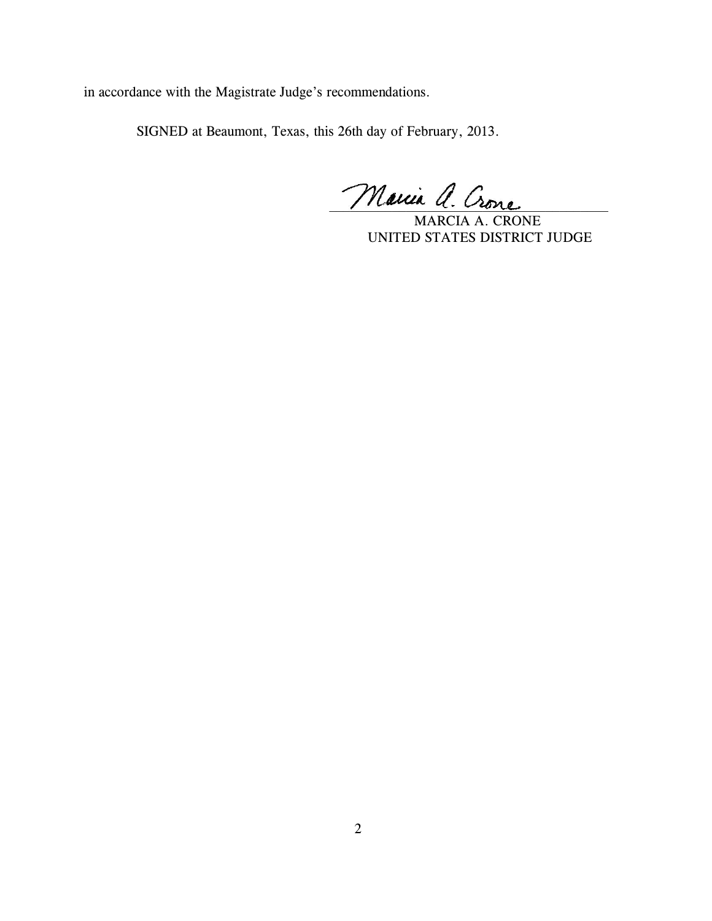in accordance with the Magistrate Judge's recommendations.

SIGNED at Beaumont, Texas, this 26th day of February, 2013.

MARCIA A. CRONE
UNITED STATES DISTRICT JUDGE